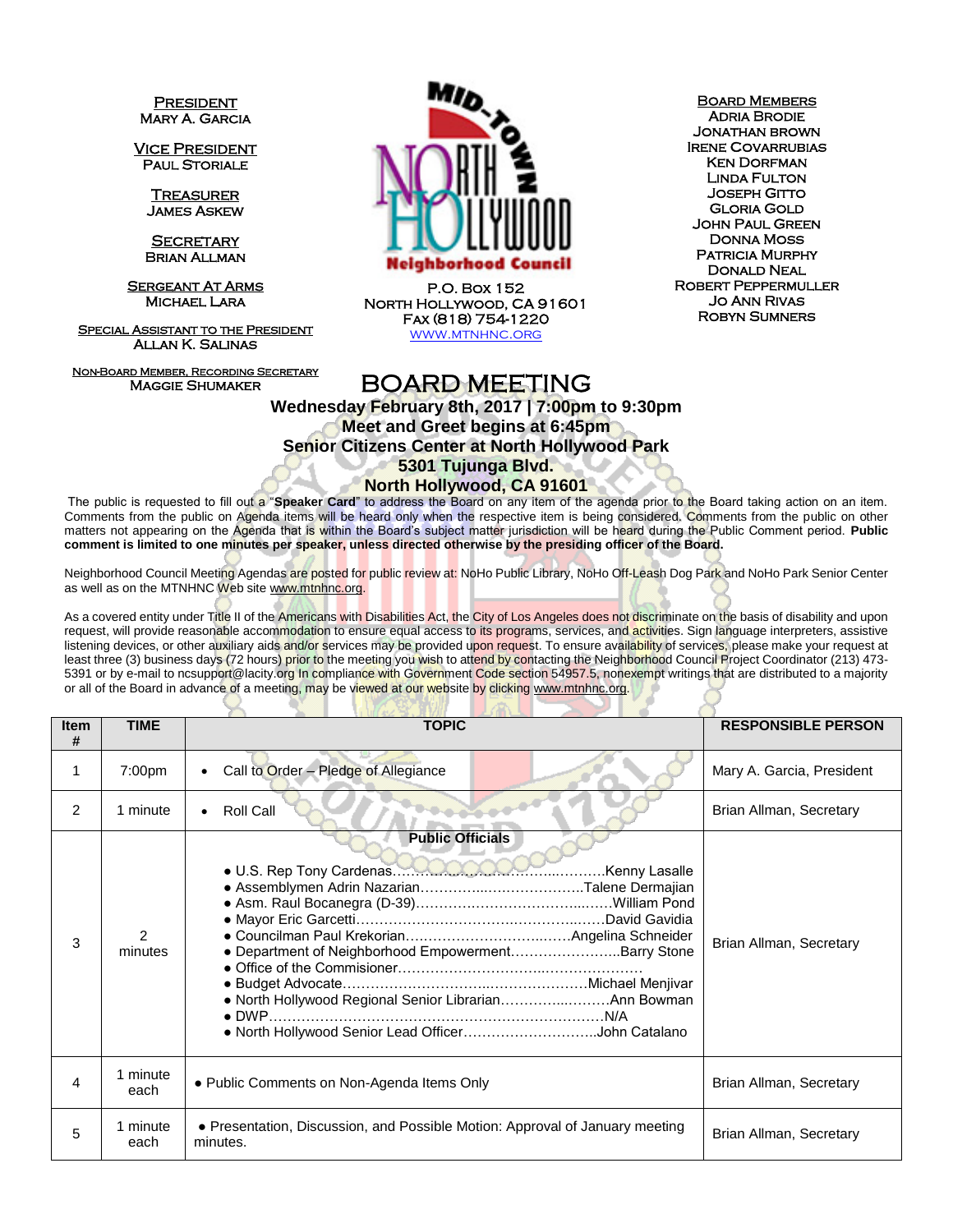**President**
Mary A. Garcia

**Vice President**
Paul Storiale

**Treasurer**
James Askew

**Secretary**
Brian Allman

**Sergeant At Arms**
Michael Lara

**Special Assistant to the President**
Allan K. Salinas

**Non-Board Member, Recording Secretary**
Maggie Shumaker

MID-TOWN NORTH HOLLYWOOD Neighborhood Council
P.O. Box 152
North Hollywood, CA 91601
Fax (818) 754-1220
www.mtnhnc.org

**Board Members**
Adria Brodie
Jonathan Brown
Irene Covarrubias
Ken Dorfman
Linda Fulton
Joseph Gitto
Gloria Gold
John Paul Green
Donna Moss
Patricia Murphy
Donald Neal
Robert Peppermuller
Jo Ann Rivas
Robyn Sumners

# BOARD MEETING

**Wednesday February 8th, 2017 | 7:00pm to 9:30pm**
**Meet and Greet begins at 6:45pm**
**Senior Citizens Center at North Hollywood Park**
**5301 Tujunga Blvd.**
**North Hollywood, CA 91601**

The public is requested to fill out a "**Speaker Card**" to address the Board on any item of the agenda prior to the Board taking action on an item. Comments from the public on Agenda items will be heard only when the respective item is being considered. Comments from the public on other matters not appearing on the Agenda that is within the Board's subject matter jurisdiction will be heard during the Public Comment period. **Public comment is limited to one minutes per speaker, unless directed otherwise by the presiding officer of the Board.**

Neighborhood Council Meeting Agendas are posted for public review at: NoHo Public Library, NoHo Off-Leash Dog Park and NoHo Park Senior Center as well as on the MTNHNC Web site www.mtnhnc.org.

As a covered entity under Title II of the Americans with Disabilities Act, the City of Los Angeles does not discriminate on the basis of disability and upon request, will provide reasonable accommodation to ensure equal access to its programs, services, and activities. Sign language interpreters, assistive listening devices, or other auxiliary aids and/or services may be provided upon request. To ensure availability of services, please make your request at least three (3) business days (72 hours) prior to the meeting you wish to attend by contacting the Neighborhood Council Project Coordinator (213) 473-5391 or by e-mail to ncsupport@lacity.org In compliance with Government Code section 54957.5, nonexempt writings that are distributed to a majority or all of the Board in advance of a meeting, may be viewed at our website by clicking www.mtnhnc.org.

| Item # | TIME | TOPIC | RESPONSIBLE PERSON |
|---|---|---|---|
| 1 | 7:00pm | • Call to Order – Pledge of Allegiance | Mary A. Garcia, President |
| 2 | 1 minute | • Roll Call | Brian Allman, Secretary |
| 3 | 2 minutes | **Public Officials**<br>• U.S. Rep Tony Cardenas……………………………Kenny Lasalle<br>• Assemblymen Adrin Nazarian……………………………Talene Dermajian<br>• Asm. Raul Bocanegra (D-39)……………………………William Pond<br>• Mayor Eric Garcetti……………………………David Gavidia<br>• Councilman Paul Krekorian……………………………Angelina Schneider<br>• Department of Neighborhood Empowerment……………………Barry Stone<br>• Office of the Commisioner……………………………<br>• Budget Advocate……………………………Michael Menjivar<br>• North Hollywood Regional Senior Librarian………………Ann Bowman<br>• DWP……………………………N/A<br>• North Hollywood Senior Lead Officer……………………John Catalano | Brian Allman, Secretary |
| 4 | 1 minute each | • Public Comments on Non-Agenda Items Only | Brian Allman, Secretary |
| 5 | 1 minute each | • Presentation, Discussion, and Possible Motion: Approval of January meeting minutes. | Brian Allman, Secretary |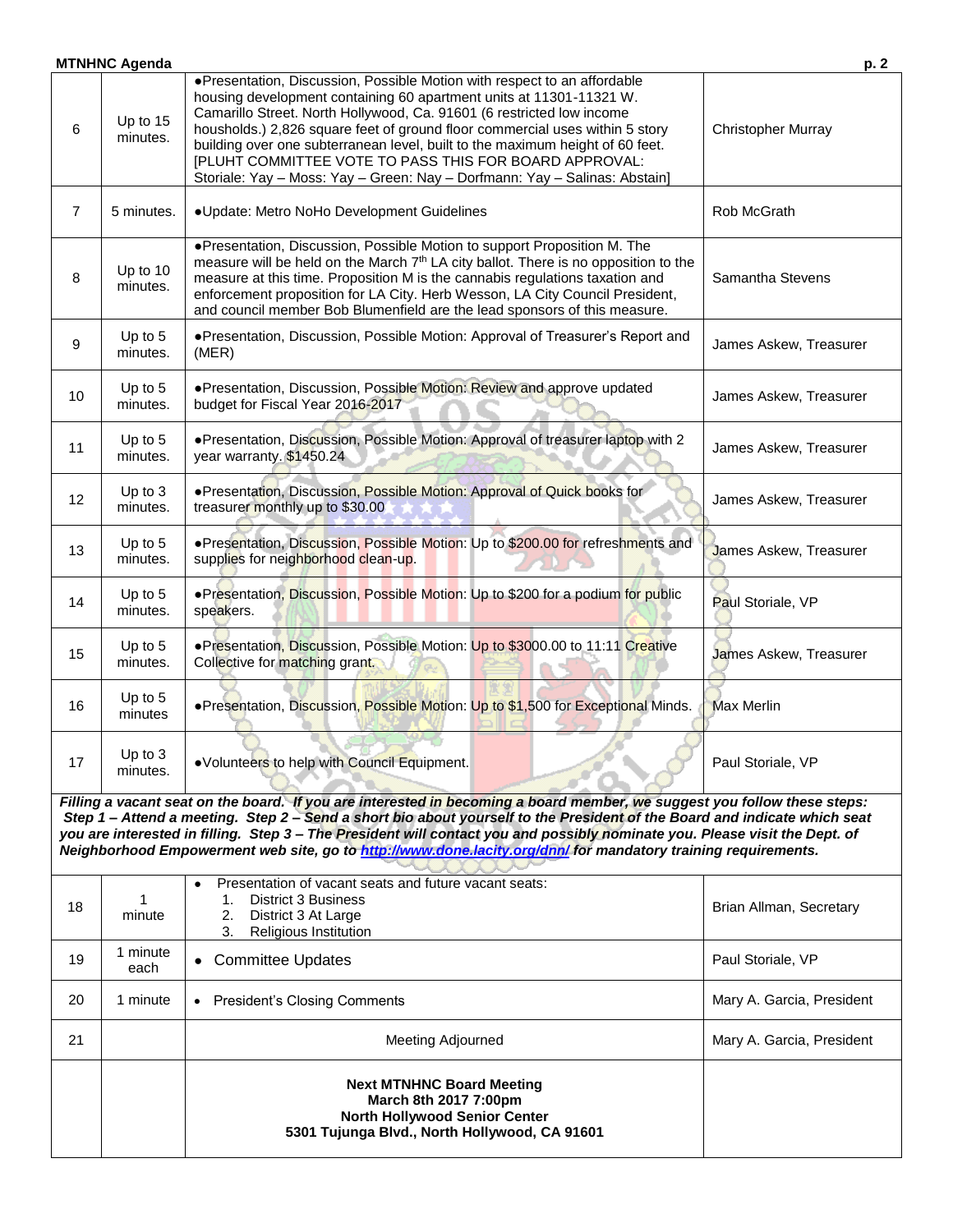| | | | |
|---|---|---|---|
| 6 | Up to 15 minutes. | •Presentation, Discussion, Possible Motion with respect to an affordable housing development containing 60 apartment units at 11301-11321 W. Camarillo Street. North Hollywood, Ca. 91601 (6 restricted low income housholds.) 2,826 square feet of ground floor commercial uses within 5 story building over one subterranean level, built to the maximum height of 60 feet. [PLUHT COMMITTEE VOTE TO PASS THIS FOR BOARD APPROVAL: Storiale: Yay – Moss: Yay – Green: Nay – Dorfmann: Yay – Salinas: Abstain] | Christopher Murray |
| 7 | 5 minutes. | •Update: Metro NoHo Development Guidelines | Rob McGrath |
| 8 | Up to 10 minutes. | •Presentation, Discussion, Possible Motion to support Proposition M. The measure will be held on the March 7th LA city ballot. There is no opposition to the measure at this time. Proposition M is the cannabis regulations taxation and enforcement proposition for LA City. Herb Wesson, LA City Council President, and council member Bob Blumenfield are the lead sponsors of this measure. | Samantha Stevens |
| 9 | Up to 5 minutes. | •Presentation, Discussion, Possible Motion: Approval of Treasurer's Report and (MER) | James Askew, Treasurer |
| 10 | Up to 5 minutes. | •Presentation, Discussion, Possible Motion: Review and approve updated budget for Fiscal Year 2016-2017 | James Askew, Treasurer |
| 11 | Up to 5 minutes. | •Presentation, Discussion, Possible Motion: Approval of treasurer laptop with 2 year warranty. $1450.24 | James Askew, Treasurer |
| 12 | Up to 3 minutes. | •Presentation, Discussion, Possible Motion: Approval of Quick books for treasurer monthly up to $30.00 | James Askew, Treasurer |
| 13 | Up to 5 minutes. | •Presentation, Discussion, Possible Motion: Up to $200.00 for refreshments and supplies for neighborhood clean-up. | James Askew, Treasurer |
| 14 | Up to 5 minutes. | •Presentation, Discussion, Possible Motion: Up to $200 for a podium for public speakers. | Paul Storiale, VP |
| 15 | Up to 5 minutes. | •Presentation, Discussion, Possible Motion: Up to $3000.00 to 11:11 Creative Collective for matching grant. | James Askew, Treasurer |
| 16 | Up to 5 minutes | •Presentation, Discussion, Possible Motion: Up to $1,500 for Exceptional Minds. | Max Merlin |
| 17 | Up to 3 minutes. | •Volunteers to help with Council Equipment. | Paul Storiale, VP |

***Filling a vacant seat on the board. If you are interested in becoming a board member, we suggest you follow these steps: Step 1 – Attend a meeting. Step 2 – Send a short bio about yourself to the President of the Board and indicate which seat you are interested in filling. Step 3 – The President will contact you and possibly nominate you. Please visit the Dept. of Neighborhood Empowerment web site, go to http://www.done.lacity.org/dnn/ for mandatory training requirements.***

| | | | |
|---|---|---|---|
| 18 | 1 minute | • Presentation of vacant seats and future vacant seats: 1. District 3 Business 2. District 3 At Large 3. Religious Institution | Brian Allman, Secretary |
| 19 | 1 minute each | • Committee Updates | Paul Storiale, VP |
| 20 | 1 minute | • President's Closing Comments | Mary A. Garcia, President |
| 21 | | Meeting Adjourned | Mary A. Garcia, President |
| | | **Next MTNHNC Board Meeting March 8th 2017 7:00pm North Hollywood Senior Center 5301 Tujunga Blvd., North Hollywood, CA 91601** | |